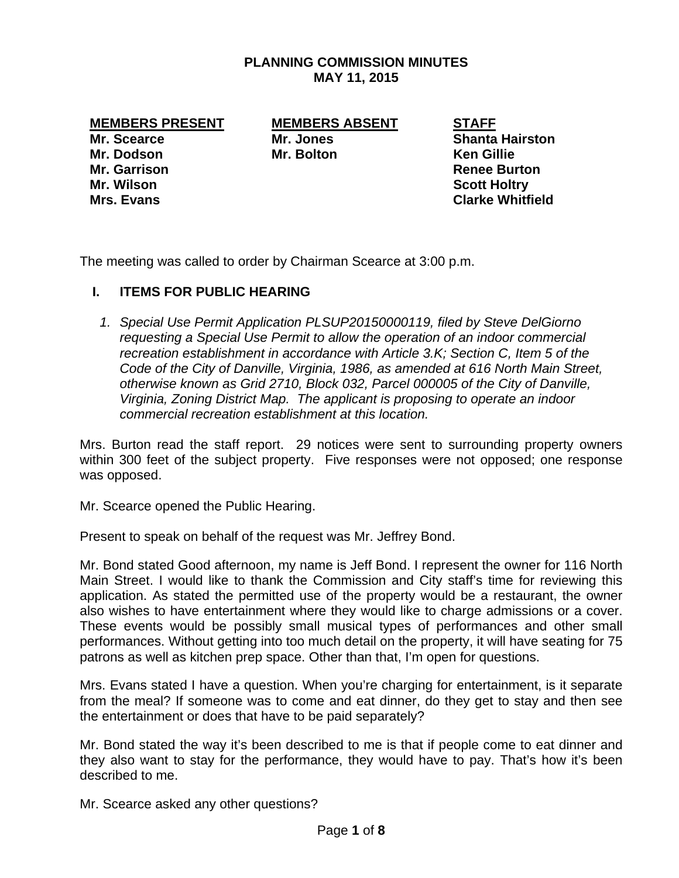**PLANNING COMMISSION MINUTES**
**MAY 11, 2015**

| **MEMBERS PRESENT** | **MEMBERS ABSENT** | **STAFF** |
|---|---|---|
| **Mr. Scearce** | **Mr. Jones** | **Shanta Hairston** |
| **Mr. Dodson** | **Mr. Bolton** | **Ken Gillie** |
| **Mr. Garrison** | | **Renee Burton** |
| **Mr. Wilson** | | **Scott Holtry** |
| **Mrs. Evans** | | **Clarke Whitfield** |

The meeting was called to order by Chairman Scearce at 3:00 p.m.

## I. ITEMS FOR PUBLIC HEARING

1. *Special Use Permit Application PLSUP20150000119, filed by Steve DelGiorno requesting a Special Use Permit to allow the operation of an indoor commercial recreation establishment in accordance with Article 3.K; Section C, Item 5 of the Code of the City of Danville, Virginia, 1986, as amended at 616 North Main Street, otherwise known as Grid 2710, Block 032, Parcel 000005 of the City of Danville, Virginia, Zoning District Map. The applicant is proposing to operate an indoor commercial recreation establishment at this location.*

Mrs. Burton read the staff report. 29 notices were sent to surrounding property owners within 300 feet of the subject property. Five responses were not opposed; one response was opposed.

Mr. Scearce opened the Public Hearing.

Present to speak on behalf of the request was Mr. Jeffrey Bond.

Mr. Bond stated Good afternoon, my name is Jeff Bond. I represent the owner for 116 North Main Street. I would like to thank the Commission and City staff's time for reviewing this application. As stated the permitted use of the property would be a restaurant, the owner also wishes to have entertainment where they would like to charge admissions or a cover. These events would be possibly small musical types of performances and other small performances. Without getting into too much detail on the property, it will have seating for 75 patrons as well as kitchen prep space. Other than that, I'm open for questions.

Mrs. Evans stated I have a question. When you're charging for entertainment, is it separate from the meal? If someone was to come and eat dinner, do they get to stay and then see the entertainment or does that have to be paid separately?

Mr. Bond stated the way it's been described to me is that if people come to eat dinner and they also want to stay for the performance, they would have to pay. That's how it's been described to me.

Mr. Scearce asked any other questions?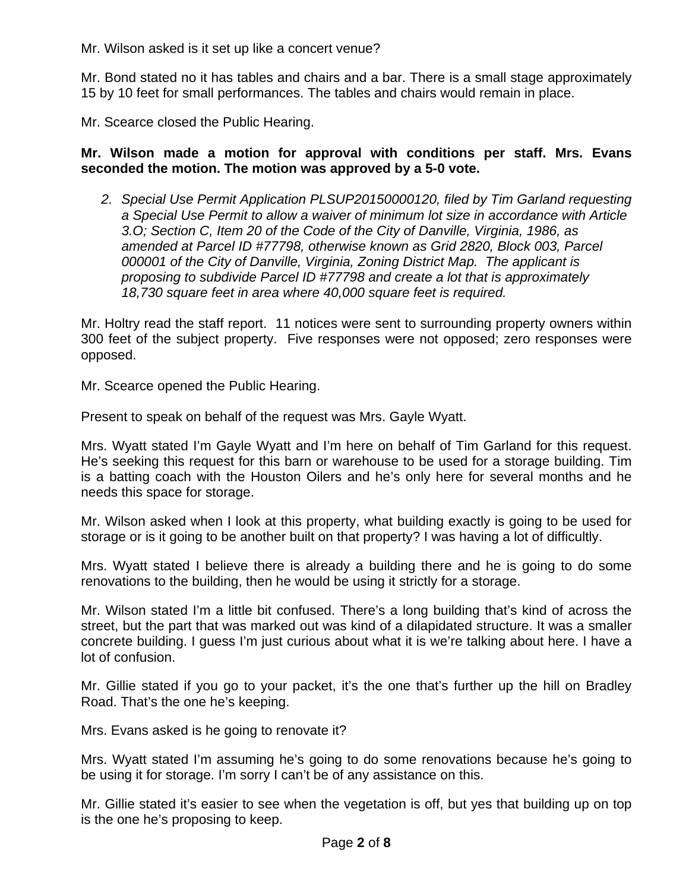Mr. Wilson asked is it set up like a concert venue?

Mr. Bond stated no it has tables and chairs and a bar. There is a small stage approximately 15 by 10 feet for small performances. The tables and chairs would remain in place.

Mr. Scearce closed the Public Hearing.

**Mr. Wilson made a motion for approval with conditions per staff. Mrs. Evans seconded the motion. The motion was approved by a 5-0 vote.**

2. *Special Use Permit Application PLSUP20150000120, filed by Tim Garland requesting a Special Use Permit to allow a waiver of minimum lot size in accordance with Article 3.O; Section C, Item 20 of the Code of the City of Danville, Virginia, 1986, as amended at Parcel ID #77798, otherwise known as Grid 2820, Block 003, Parcel 000001 of the City of Danville, Virginia, Zoning District Map. The applicant is proposing to subdivide Parcel ID #77798 and create a lot that is approximately 18,730 square feet in area where 40,000 square feet is required.*

Mr. Holtry read the staff report. 11 notices were sent to surrounding property owners within 300 feet of the subject property. Five responses were not opposed; zero responses were opposed.

Mr. Scearce opened the Public Hearing.

Present to speak on behalf of the request was Mrs. Gayle Wyatt.

Mrs. Wyatt stated I'm Gayle Wyatt and I'm here on behalf of Tim Garland for this request. He's seeking this request for this barn or warehouse to be used for a storage building. Tim is a batting coach with the Houston Oilers and he's only here for several months and he needs this space for storage.

Mr. Wilson asked when I look at this property, what building exactly is going to be used for storage or is it going to be another built on that property? I was having a lot of difficultly.

Mrs. Wyatt stated I believe there is already a building there and he is going to do some renovations to the building, then he would be using it strictly for a storage.

Mr. Wilson stated I'm a little bit confused. There's a long building that's kind of across the street, but the part that was marked out was kind of a dilapidated structure. It was a smaller concrete building. I guess I'm just curious about what it is we're talking about here. I have a lot of confusion.

Mr. Gillie stated if you go to your packet, it's the one that's further up the hill on Bradley Road. That's the one he's keeping.

Mrs. Evans asked is he going to renovate it?

Mrs. Wyatt stated I'm assuming he's going to do some renovations because he's going to be using it for storage. I'm sorry I can't be of any assistance on this.

Mr. Gillie stated it's easier to see when the vegetation is off, but yes that building up on top is the one he's proposing to keep.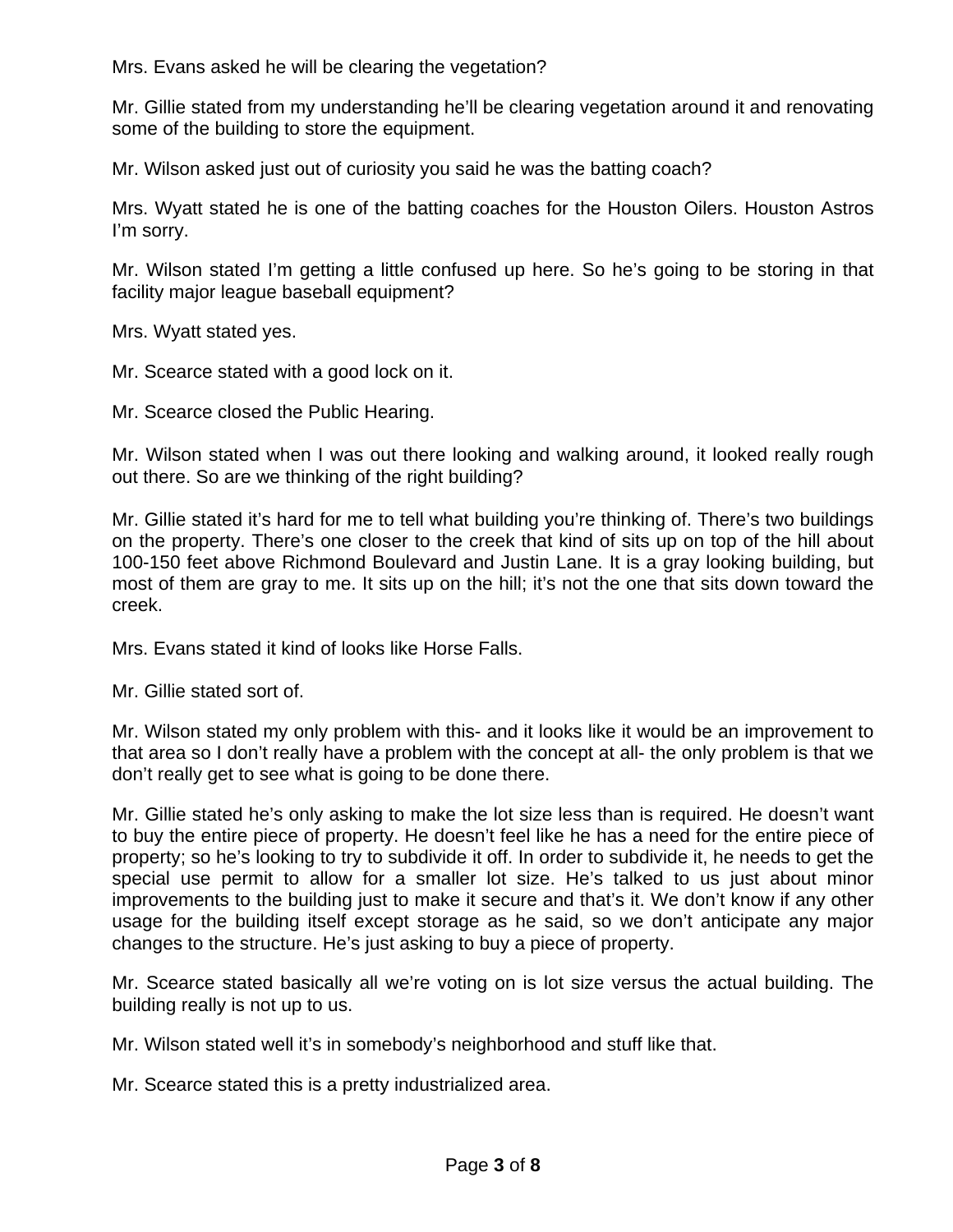Mrs. Evans asked he will be clearing the vegetation?

Mr. Gillie stated from my understanding he'll be clearing vegetation around it and renovating some of the building to store the equipment.

Mr. Wilson asked just out of curiosity you said he was the batting coach?

Mrs. Wyatt stated he is one of the batting coaches for the Houston Oilers. Houston Astros I'm sorry.

Mr. Wilson stated I'm getting a little confused up here. So he's going to be storing in that facility major league baseball equipment?

Mrs. Wyatt stated yes.

Mr. Scearce stated with a good lock on it.

Mr. Scearce closed the Public Hearing.

Mr. Wilson stated when I was out there looking and walking around, it looked really rough out there. So are we thinking of the right building?

Mr. Gillie stated it's hard for me to tell what building you're thinking of. There's two buildings on the property. There's one closer to the creek that kind of sits up on top of the hill about 100-150 feet above Richmond Boulevard and Justin Lane. It is a gray looking building, but most of them are gray to me. It sits up on the hill; it's not the one that sits down toward the creek.

Mrs. Evans stated it kind of looks like Horse Falls.

Mr. Gillie stated sort of.

Mr. Wilson stated my only problem with this- and it looks like it would be an improvement to that area so I don't really have a problem with the concept at all- the only problem is that we don't really get to see what is going to be done there.

Mr. Gillie stated he's only asking to make the lot size less than is required. He doesn't want to buy the entire piece of property. He doesn't feel like he has a need for the entire piece of property; so he's looking to try to subdivide it off. In order to subdivide it, he needs to get the special use permit to allow for a smaller lot size. He's talked to us just about minor improvements to the building just to make it secure and that's it. We don't know if any other usage for the building itself except storage as he said, so we don't anticipate any major changes to the structure. He's just asking to buy a piece of property.

Mr. Scearce stated basically all we're voting on is lot size versus the actual building. The building really is not up to us.

Mr. Wilson stated well it's in somebody's neighborhood and stuff like that.

Mr. Scearce stated this is a pretty industrialized area.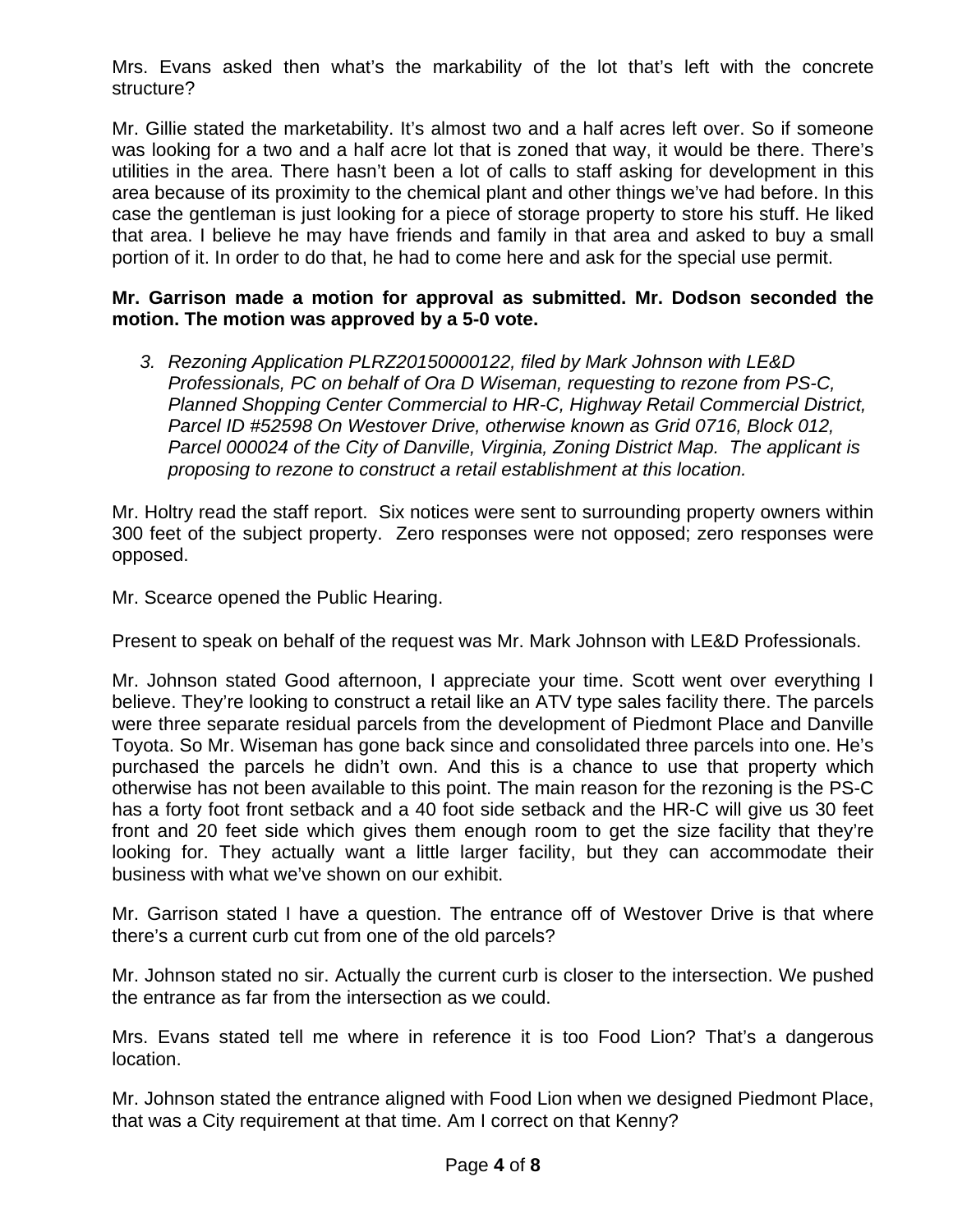Mrs. Evans asked then what's the markability of the lot that's left with the concrete structure?

Mr. Gillie stated the marketability. It's almost two and a half acres left over. So if someone was looking for a two and a half acre lot that is zoned that way, it would be there. There's utilities in the area. There hasn't been a lot of calls to staff asking for development in this area because of its proximity to the chemical plant and other things we've had before. In this case the gentleman is just looking for a piece of storage property to store his stuff. He liked that area. I believe he may have friends and family in that area and asked to buy a small portion of it. In order to do that, he had to come here and ask for the special use permit.

**Mr. Garrison made a motion for approval as submitted. Mr. Dodson seconded the motion. The motion was approved by a 5-0 vote.**

3. *Rezoning Application PLRZ20150000122, filed by Mark Johnson with LE&D Professionals, PC on behalf of Ora D Wiseman, requesting to rezone from PS-C, Planned Shopping Center Commercial to HR-C, Highway Retail Commercial District, Parcel ID #52598 On Westover Drive, otherwise known as Grid 0716, Block 012, Parcel 000024 of the City of Danville, Virginia, Zoning District Map. The applicant is proposing to rezone to construct a retail establishment at this location.*

Mr. Holtry read the staff report. Six notices were sent to surrounding property owners within 300 feet of the subject property. Zero responses were not opposed; zero responses were opposed.

Mr. Scearce opened the Public Hearing.

Present to speak on behalf of the request was Mr. Mark Johnson with LE&D Professionals.

Mr. Johnson stated Good afternoon, I appreciate your time. Scott went over everything I believe. They're looking to construct a retail like an ATV type sales facility there. The parcels were three separate residual parcels from the development of Piedmont Place and Danville Toyota. So Mr. Wiseman has gone back since and consolidated three parcels into one. He's purchased the parcels he didn't own. And this is a chance to use that property which otherwise has not been available to this point. The main reason for the rezoning is the PS-C has a forty foot front setback and a 40 foot side setback and the HR-C will give us 30 feet front and 20 feet side which gives them enough room to get the size facility that they're looking for. They actually want a little larger facility, but they can accommodate their business with what we've shown on our exhibit.

Mr. Garrison stated I have a question. The entrance off of Westover Drive is that where there's a current curb cut from one of the old parcels?

Mr. Johnson stated no sir. Actually the current curb is closer to the intersection. We pushed the entrance as far from the intersection as we could.

Mrs. Evans stated tell me where in reference it is too Food Lion? That's a dangerous location.

Mr. Johnson stated the entrance aligned with Food Lion when we designed Piedmont Place, that was a City requirement at that time. Am I correct on that Kenny?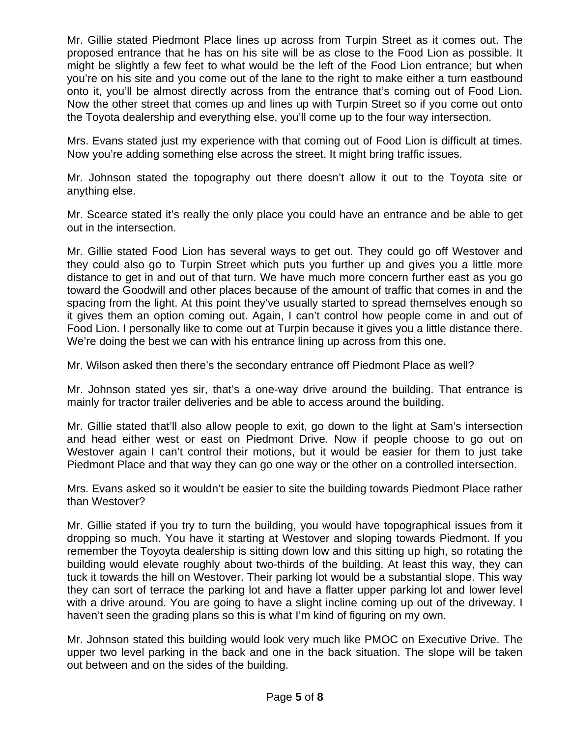Mr. Gillie stated Piedmont Place lines up across from Turpin Street as it comes out. The proposed entrance that he has on his site will be as close to the Food Lion as possible. It might be slightly a few feet to what would be the left of the Food Lion entrance; but when you're on his site and you come out of the lane to the right to make either a turn eastbound onto it, you'll be almost directly across from the entrance that's coming out of Food Lion. Now the other street that comes up and lines up with Turpin Street so if you come out onto the Toyota dealership and everything else, you'll come up to the four way intersection.

Mrs. Evans stated just my experience with that coming out of Food Lion is difficult at times. Now you're adding something else across the street. It might bring traffic issues.

Mr. Johnson stated the topography out there doesn't allow it out to the Toyota site or anything else.

Mr. Scearce stated it's really the only place you could have an entrance and be able to get out in the intersection.

Mr. Gillie stated Food Lion has several ways to get out. They could go off Westover and they could also go to Turpin Street which puts you further up and gives you a little more distance to get in and out of that turn. We have much more concern further east as you go toward the Goodwill and other places because of the amount of traffic that comes in and the spacing from the light. At this point they've usually started to spread themselves enough so it gives them an option coming out. Again, I can't control how people come in and out of Food Lion. I personally like to come out at Turpin because it gives you a little distance there. We're doing the best we can with his entrance lining up across from this one.

Mr. Wilson asked then there's the secondary entrance off Piedmont Place as well?

Mr. Johnson stated yes sir, that's a one-way drive around the building. That entrance is mainly for tractor trailer deliveries and be able to access around the building.

Mr. Gillie stated that'll also allow people to exit, go down to the light at Sam's intersection and head either west or east on Piedmont Drive. Now if people choose to go out on Westover again I can't control their motions, but it would be easier for them to just take Piedmont Place and that way they can go one way or the other on a controlled intersection.

Mrs. Evans asked so it wouldn't be easier to site the building towards Piedmont Place rather than Westover?

Mr. Gillie stated if you try to turn the building, you would have topographical issues from it dropping so much. You have it starting at Westover and sloping towards Piedmont. If you remember the Toyoyta dealership is sitting down low and this sitting up high, so rotating the building would elevate roughly about two-thirds of the building. At least this way, they can tuck it towards the hill on Westover. Their parking lot would be a substantial slope. This way they can sort of terrace the parking lot and have a flatter upper parking lot and lower level with a drive around. You are going to have a slight incline coming up out of the driveway. I haven't seen the grading plans so this is what I'm kind of figuring on my own.

Mr. Johnson stated this building would look very much like PMOC on Executive Drive. The upper two level parking in the back and one in the back situation. The slope will be taken out between and on the sides of the building.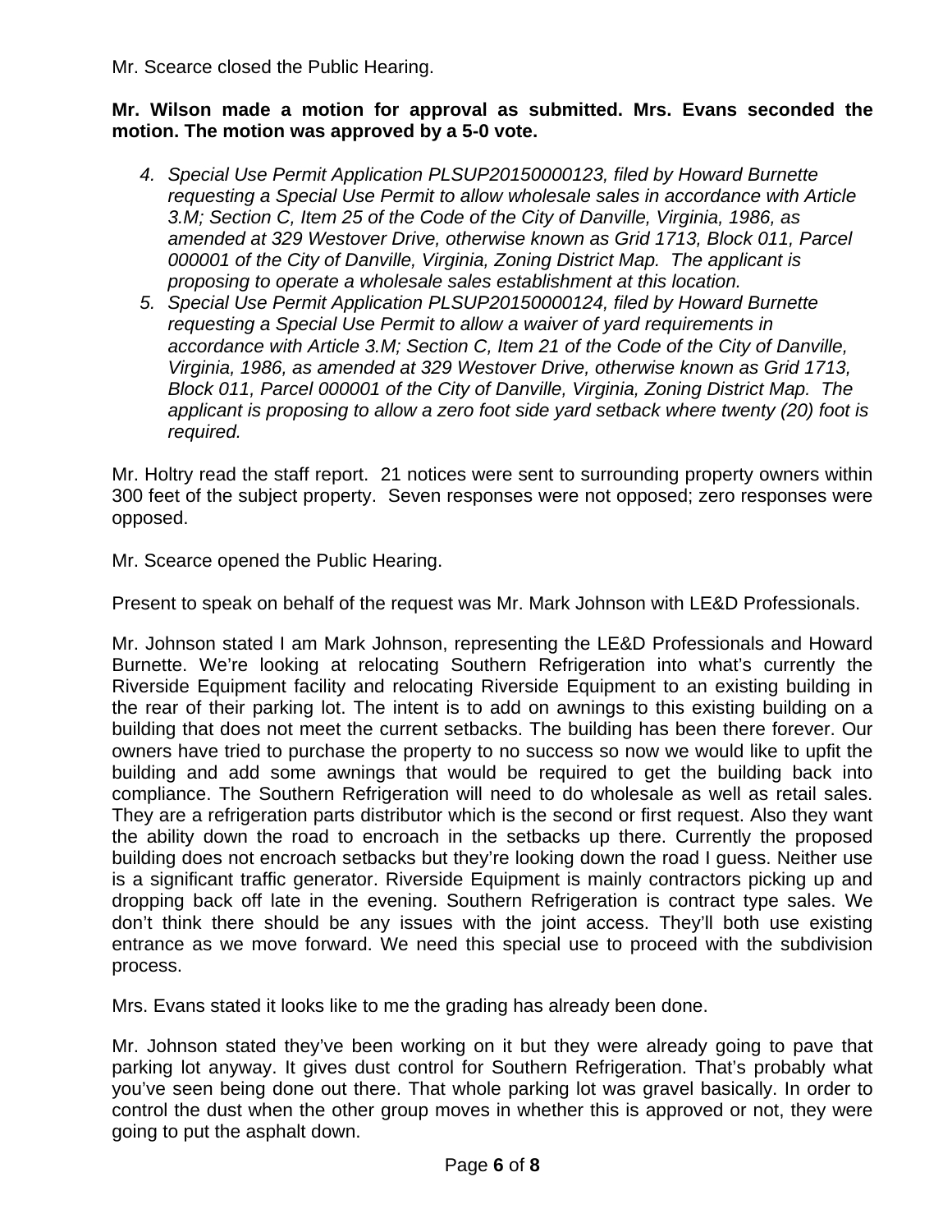Mr. Scearce closed the Public Hearing.

**Mr. Wilson made a motion for approval as submitted. Mrs. Evans seconded the motion. The motion was approved by a 5-0 vote.**

4. *Special Use Permit Application PLSUP20150000123, filed by Howard Burnette requesting a Special Use Permit to allow wholesale sales in accordance with Article 3.M; Section C, Item 25 of the Code of the City of Danville, Virginia, 1986, as amended at 329 Westover Drive, otherwise known as Grid 1713, Block 011, Parcel 000001 of the City of Danville, Virginia, Zoning District Map. The applicant is proposing to operate a wholesale sales establishment at this location.*
5. *Special Use Permit Application PLSUP20150000124, filed by Howard Burnette requesting a Special Use Permit to allow a waiver of yard requirements in accordance with Article 3.M; Section C, Item 21 of the Code of the City of Danville, Virginia, 1986, as amended at 329 Westover Drive, otherwise known as Grid 1713, Block 011, Parcel 000001 of the City of Danville, Virginia, Zoning District Map. The applicant is proposing to allow a zero foot side yard setback where twenty (20) foot is required.*

Mr. Holtry read the staff report. 21 notices were sent to surrounding property owners within 300 feet of the subject property. Seven responses were not opposed; zero responses were opposed.

Mr. Scearce opened the Public Hearing.

Present to speak on behalf of the request was Mr. Mark Johnson with LE&D Professionals.

Mr. Johnson stated I am Mark Johnson, representing the LE&D Professionals and Howard Burnette. We're looking at relocating Southern Refrigeration into what's currently the Riverside Equipment facility and relocating Riverside Equipment to an existing building in the rear of their parking lot. The intent is to add on awnings to this existing building on a building that does not meet the current setbacks. The building has been there forever. Our owners have tried to purchase the property to no success so now we would like to upfit the building and add some awnings that would be required to get the building back into compliance. The Southern Refrigeration will need to do wholesale as well as retail sales. They are a refrigeration parts distributor which is the second or first request. Also they want the ability down the road to encroach in the setbacks up there. Currently the proposed building does not encroach setbacks but they're looking down the road I guess. Neither use is a significant traffic generator. Riverside Equipment is mainly contractors picking up and dropping back off late in the evening. Southern Refrigeration is contract type sales. We don't think there should be any issues with the joint access. They'll both use existing entrance as we move forward. We need this special use to proceed with the subdivision process.

Mrs. Evans stated it looks like to me the grading has already been done.

Mr. Johnson stated they've been working on it but they were already going to pave that parking lot anyway. It gives dust control for Southern Refrigeration. That's probably what you've seen being done out there. That whole parking lot was gravel basically. In order to control the dust when the other group moves in whether this is approved or not, they were going to put the asphalt down.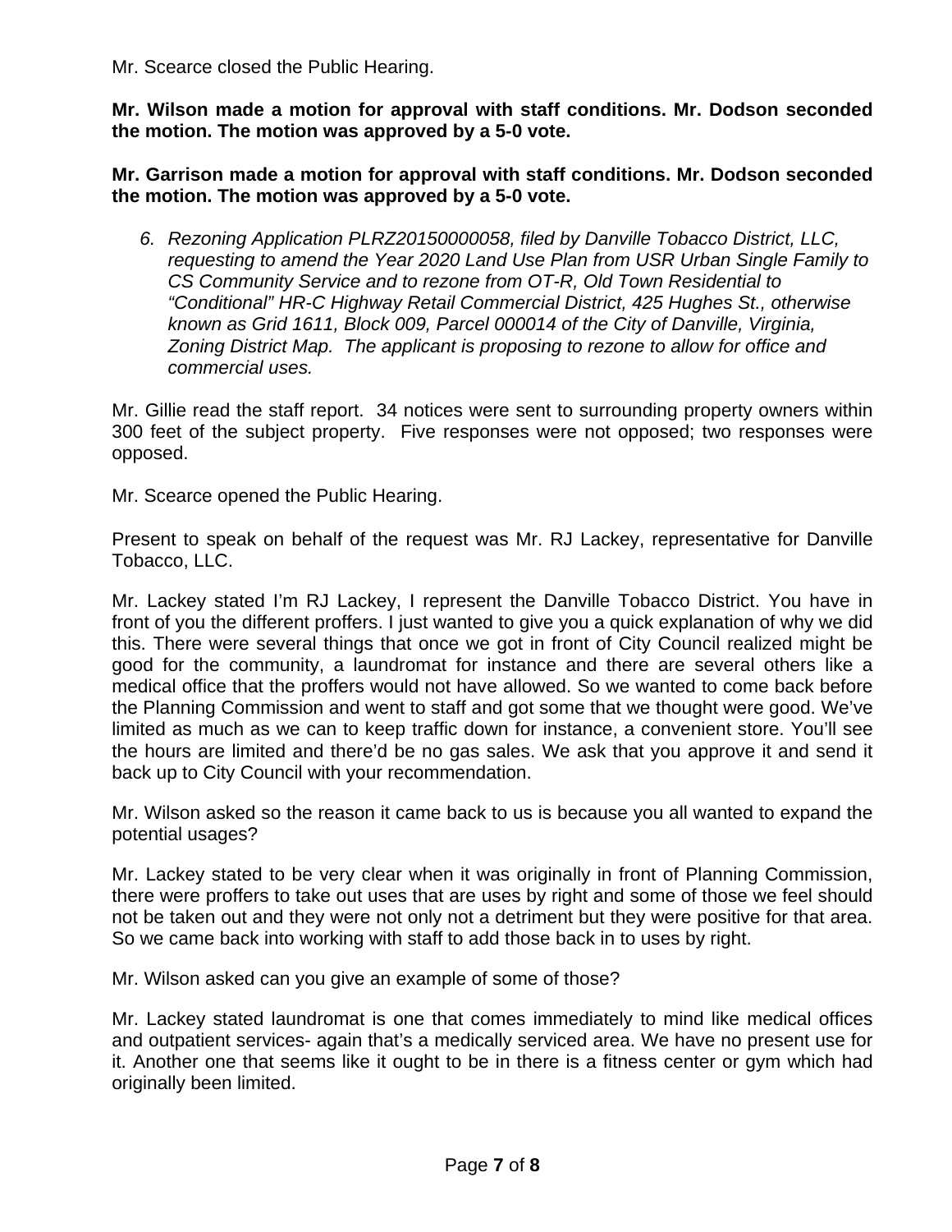Mr. Scearce closed the Public Hearing.

**Mr. Wilson made a motion for approval with staff conditions. Mr. Dodson seconded the motion. The motion was approved by a 5-0 vote.**

**Mr. Garrison made a motion for approval with staff conditions. Mr. Dodson seconded the motion. The motion was approved by a 5-0 vote.**

6. *Rezoning Application PLRZ20150000058, filed by Danville Tobacco District, LLC, requesting to amend the Year 2020 Land Use Plan from USR Urban Single Family to CS Community Service and to rezone from OT-R, Old Town Residential to "Conditional" HR-C Highway Retail Commercial District, 425 Hughes St., otherwise known as Grid 1611, Block 009, Parcel 000014 of the City of Danville, Virginia, Zoning District Map. The applicant is proposing to rezone to allow for office and commercial uses.*

Mr. Gillie read the staff report. 34 notices were sent to surrounding property owners within 300 feet of the subject property. Five responses were not opposed; two responses were opposed.

Mr. Scearce opened the Public Hearing.

Present to speak on behalf of the request was Mr. RJ Lackey, representative for Danville Tobacco, LLC.

Mr. Lackey stated I'm RJ Lackey, I represent the Danville Tobacco District. You have in front of you the different proffers. I just wanted to give you a quick explanation of why we did this. There were several things that once we got in front of City Council realized might be good for the community, a laundromat for instance and there are several others like a medical office that the proffers would not have allowed. So we wanted to come back before the Planning Commission and went to staff and got some that we thought were good. We've limited as much as we can to keep traffic down for instance, a convenient store. You'll see the hours are limited and there'd be no gas sales. We ask that you approve it and send it back up to City Council with your recommendation.

Mr. Wilson asked so the reason it came back to us is because you all wanted to expand the potential usages?

Mr. Lackey stated to be very clear when it was originally in front of Planning Commission, there were proffers to take out uses that are uses by right and some of those we feel should not be taken out and they were not only not a detriment but they were positive for that area. So we came back into working with staff to add those back in to uses by right.

Mr. Wilson asked can you give an example of some of those?

Mr. Lackey stated laundromat is one that comes immediately to mind like medical offices and outpatient services- again that's a medically serviced area. We have no present use for it. Another one that seems like it ought to be in there is a fitness center or gym which had originally been limited.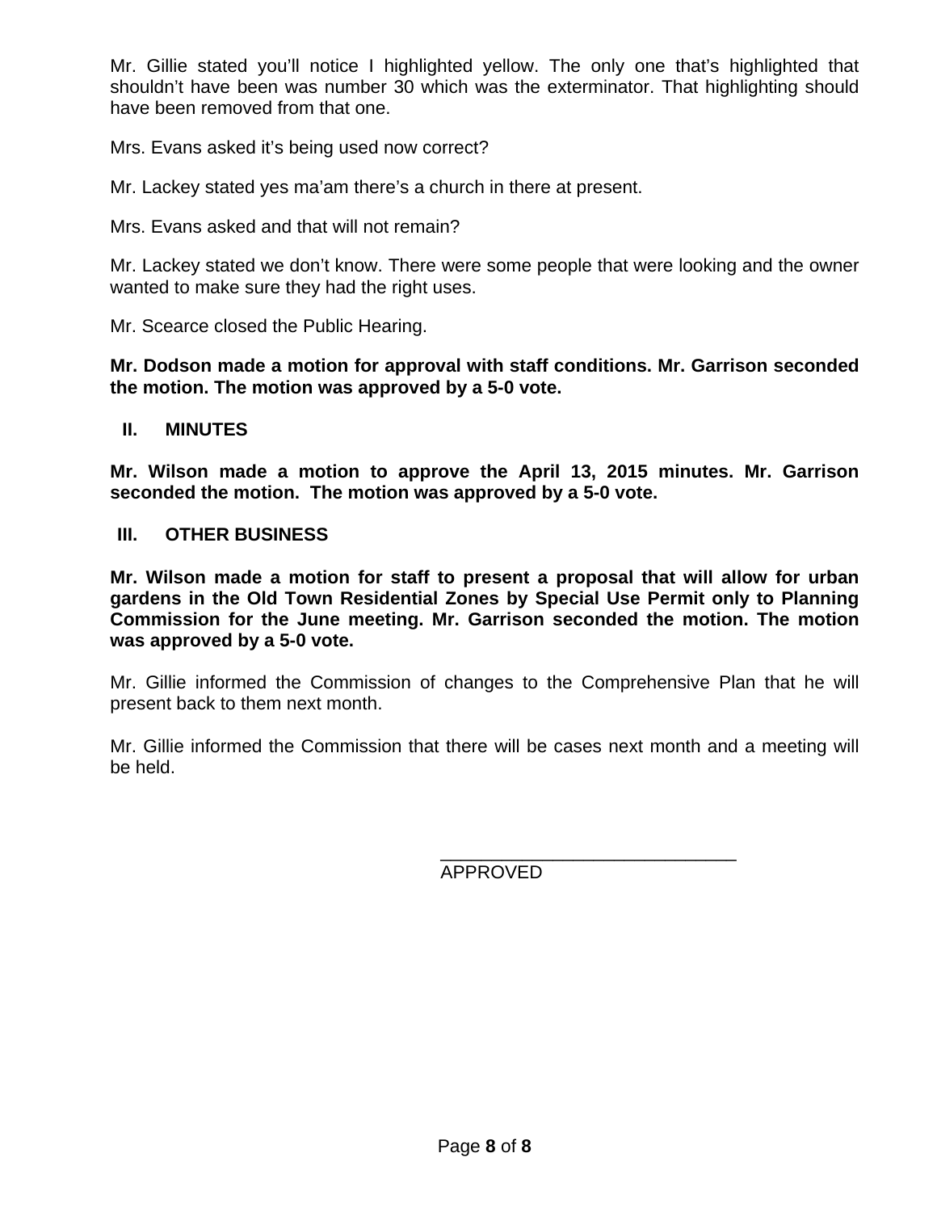Mr. Gillie stated you'll notice I highlighted yellow. The only one that's highlighted that shouldn't have been was number 30 which was the exterminator. That highlighting should have been removed from that one.

Mrs. Evans asked it's being used now correct?

Mr. Lackey stated yes ma'am there's a church in there at present.

Mrs. Evans asked and that will not remain?

Mr. Lackey stated we don't know. There were some people that were looking and the owner wanted to make sure they had the right uses.

Mr. Scearce closed the Public Hearing.

**Mr. Dodson made a motion for approval with staff conditions. Mr. Garrison seconded the motion. The motion was approved by a 5-0 vote.**

## II. MINUTES

**Mr. Wilson made a motion to approve the April 13, 2015 minutes. Mr. Garrison seconded the motion. The motion was approved by a 5-0 vote.**

## III. OTHER BUSINESS

**Mr. Wilson made a motion for staff to present a proposal that will allow for urban gardens in the Old Town Residential Zones by Special Use Permit only to Planning Commission for the June meeting. Mr. Garrison seconded the motion. The motion was approved by a 5-0 vote.**

Mr. Gillie informed the Commission of changes to the Comprehensive Plan that he will present back to them next month.

Mr. Gillie informed the Commission that there will be cases next month and a meeting will be held.

\_\_\_\_\_\_\_\_\_\_\_\_\_\_\_\_\_\_\_\_\_\_\_\_\_\_\_\_\_\_

APPROVED